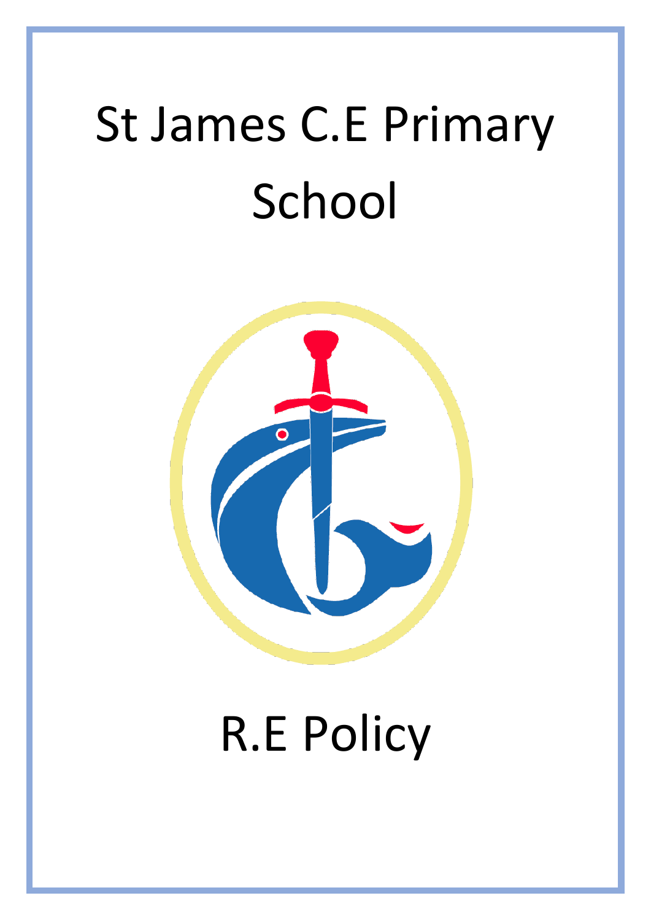# St James C.E Primary School

# R.E Policy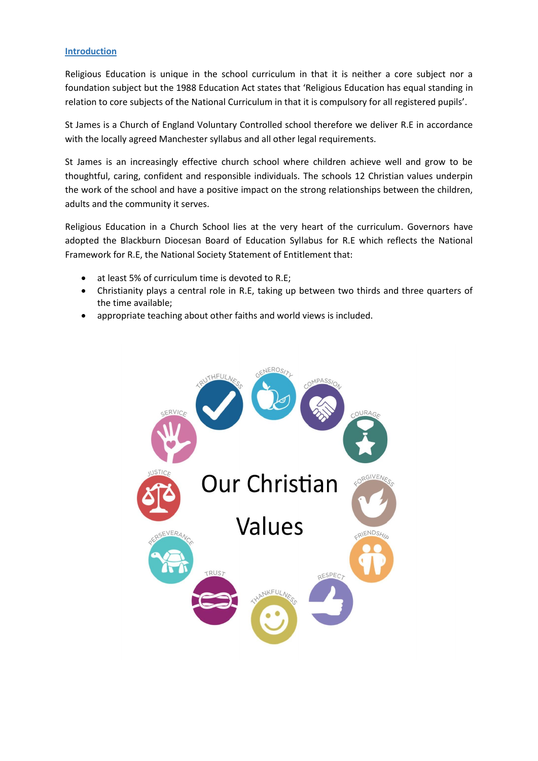## Introduction

Religious Education is unique in the school curriculum in that it is neither a core subject nor a foundation subject but the 1988 Education Act states that 'Religious Education has equal standing in relation to core subjects of the National Curriculum in that it is compulsory for all registered pupils'.

St James is a Church of England Voluntary Controlled school therefore we deliver R.E in accordance with the locally agreed Manchester syllabus and all other legal requirements.

St James is an increasingly effective church school where children achieve well and grow to be thoughtful, caring, confident and responsible individuals. The schools 12 Christian values underpin the work of the school and have a positive impact on the strong relationships between the children, adults and the community it serves.

Religious Education in a Church School lies at the very heart of the curriculum. Governors have adopted the Blackburn Diocesan Board of Education Syllabus for R.E which reflects the National Framework for R.E, the National Society Statement of Entitlement that:

- at least 5% of curriculum time is devoted to R.E;
- Christianity plays a central role in R.E, taking up between two thirds and three quarters of the time available;
- appropriate teaching about other faiths and world views is included.

Our Christian Values

Truthfulness, Generosity, Compassion, Courage, Forgiveness, Friendship, Respect, Thankfulness, Trust, Perseverance, Justice, Service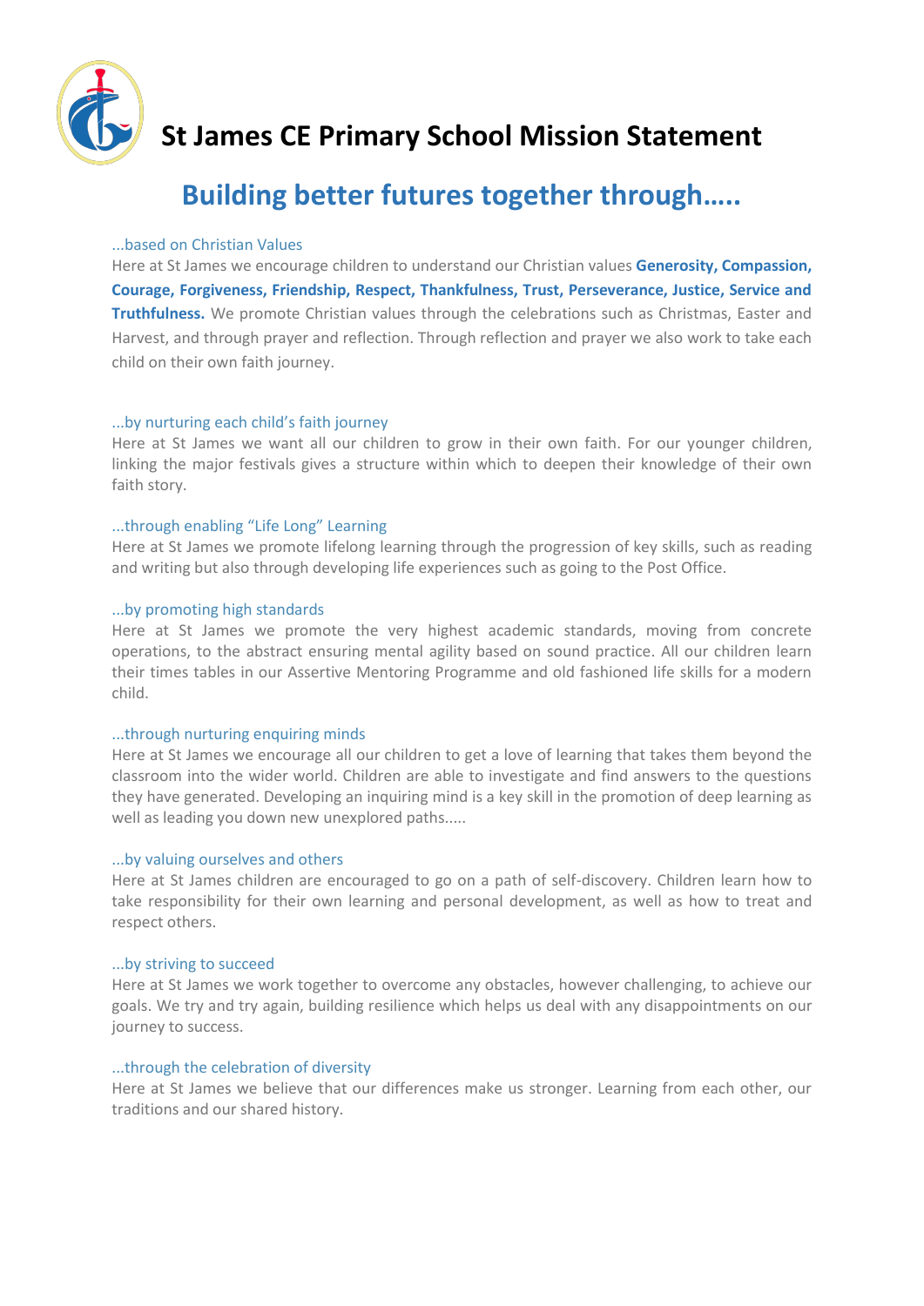# St James CE Primary School Mission Statement

## Building better futures together through.....

### ...based on Christian Values

Here at St James we encourage children to understand our Christian values **Generosity, Compassion, Courage, Forgiveness, Friendship, Respect, Thankfulness, Trust, Perseverance, Justice, Service and Truthfulness.** We promote Christian values through the celebrations such as Christmas, Easter and Harvest, and through prayer and reflection. Through reflection and prayer we also work to take each child on their own faith journey.

### ...by nurturing each child's faith journey

Here at St James we want all our children to grow in their own faith. For our younger children, linking the major festivals gives a structure within which to deepen their knowledge of their own faith story.

### ...through enabling "Life Long" Learning

Here at St James we promote lifelong learning through the progression of key skills, such as reading and writing but also through developing life experiences such as going to the Post Office.

### ...by promoting high standards

Here at St James we promote the very highest academic standards, moving from concrete operations, to the abstract ensuring mental agility based on sound practice. All our children learn their times tables in our Assertive Mentoring Programme and old fashioned life skills for a modern child.

### ...through nurturing enquiring minds

Here at St James we encourage all our children to get a love of learning that takes them beyond the classroom into the wider world. Children are able to investigate and find answers to the questions they have generated. Developing an inquiring mind is a key skill in the promotion of deep learning as well as leading you down new unexplored paths.....

### ...by valuing ourselves and others

Here at St James children are encouraged to go on a path of self-discovery. Children learn how to take responsibility for their own learning and personal development, as well as how to treat and respect others.

### ...by striving to succeed

Here at St James we work together to overcome any obstacles, however challenging, to achieve our goals. We try and try again, building resilience which helps us deal with any disappointments on our journey to success.

### ...through the celebration of diversity

Here at St James we believe that our differences make us stronger. Learning from each other, our traditions and our shared history.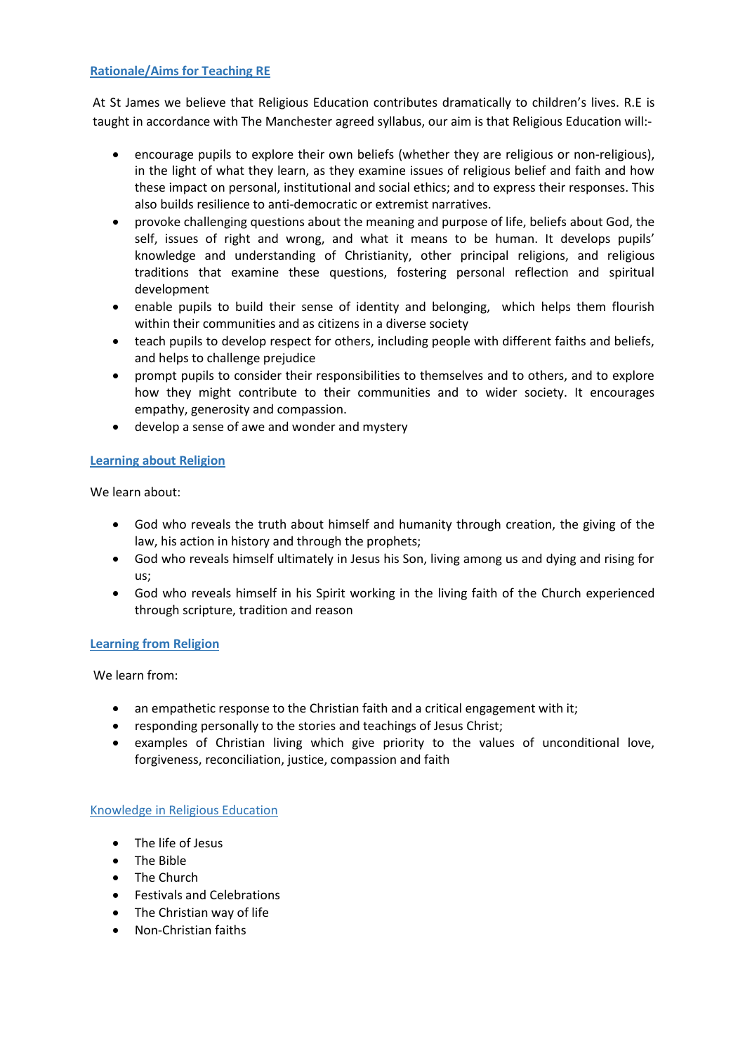## Rationale/Aims for Teaching RE

At St James we believe that Religious Education contributes dramatically to children's lives. R.E is taught in accordance with The Manchester agreed syllabus, our aim is that Religious Education will:-

- encourage pupils to explore their own beliefs (whether they are religious or non-religious), in the light of what they learn, as they examine issues of religious belief and faith and how these impact on personal, institutional and social ethics; and to express their responses. This also builds resilience to anti-democratic or extremist narratives.
- provoke challenging questions about the meaning and purpose of life, beliefs about God, the self, issues of right and wrong, and what it means to be human. It develops pupils' knowledge and understanding of Christianity, other principal religions, and religious traditions that examine these questions, fostering personal reflection and spiritual development
- enable pupils to build their sense of identity and belonging, which helps them flourish within their communities and as citizens in a diverse society
- teach pupils to develop respect for others, including people with different faiths and beliefs, and helps to challenge prejudice
- prompt pupils to consider their responsibilities to themselves and to others, and to explore how they might contribute to their communities and to wider society. It encourages empathy, generosity and compassion.
- develop a sense of awe and wonder and mystery

## Learning about Religion

We learn about:

- God who reveals the truth about himself and humanity through creation, the giving of the law, his action in history and through the prophets;
- God who reveals himself ultimately in Jesus his Son, living among us and dying and rising for us;
- God who reveals himself in his Spirit working in the living faith of the Church experienced through scripture, tradition and reason

## Learning from Religion

We learn from:

- an empathetic response to the Christian faith and a critical engagement with it;
- responding personally to the stories and teachings of Jesus Christ;
- examples of Christian living which give priority to the values of unconditional love, forgiveness, reconciliation, justice, compassion and faith

## Knowledge in Religious Education

- The life of Jesus
- The Bible
- The Church
- Festivals and Celebrations
- The Christian way of life
- Non-Christian faiths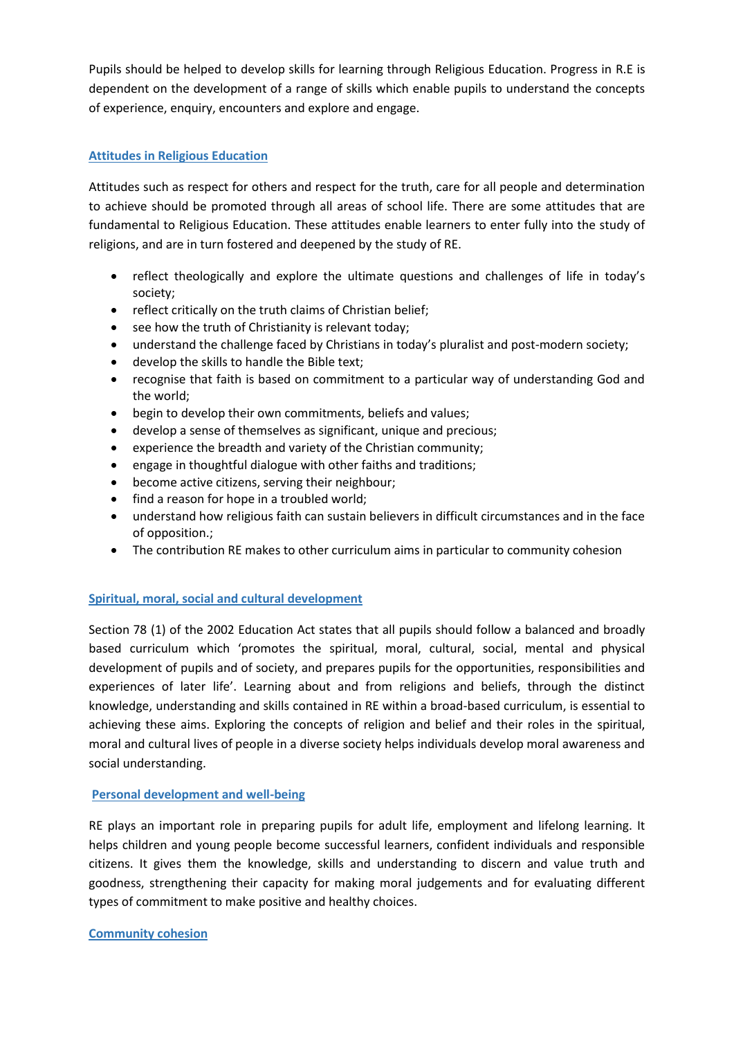Pupils should be helped to develop skills for learning through Religious Education. Progress in R.E is dependent on the development of a range of skills which enable pupils to understand the concepts of experience, enquiry, encounters and explore and engage.

## Attitudes in Religious Education

Attitudes such as respect for others and respect for the truth, care for all people and determination to achieve should be promoted through all areas of school life. There are some attitudes that are fundamental to Religious Education. These attitudes enable learners to enter fully into the study of religions, and are in turn fostered and deepened by the study of RE.

- reflect theologically and explore the ultimate questions and challenges of life in today's society;
- reflect critically on the truth claims of Christian belief;
- see how the truth of Christianity is relevant today;
- understand the challenge faced by Christians in today's pluralist and post-modern society;
- develop the skills to handle the Bible text;
- recognise that faith is based on commitment to a particular way of understanding God and the world;
- begin to develop their own commitments, beliefs and values;
- develop a sense of themselves as significant, unique and precious;
- experience the breadth and variety of the Christian community;
- engage in thoughtful dialogue with other faiths and traditions;
- become active citizens, serving their neighbour;
- find a reason for hope in a troubled world;
- understand how religious faith can sustain believers in difficult circumstances and in the face of opposition.;
- The contribution RE makes to other curriculum aims in particular to community cohesion

## Spiritual, moral, social and cultural development

Section 78 (1) of the 2002 Education Act states that all pupils should follow a balanced and broadly based curriculum which 'promotes the spiritual, moral, cultural, social, mental and physical development of pupils and of society, and prepares pupils for the opportunities, responsibilities and experiences of later life'. Learning about and from religions and beliefs, through the distinct knowledge, understanding and skills contained in RE within a broad-based curriculum, is essential to achieving these aims. Exploring the concepts of religion and belief and their roles in the spiritual, moral and cultural lives of people in a diverse society helps individuals develop moral awareness and social understanding.

## Personal development and well-being

RE plays an important role in preparing pupils for adult life, employment and lifelong learning. It helps children and young people become successful learners, confident individuals and responsible citizens. It gives them the knowledge, skills and understanding to discern and value truth and goodness, strengthening their capacity for making moral judgements and for evaluating different types of commitment to make positive and healthy choices.

## Community cohesion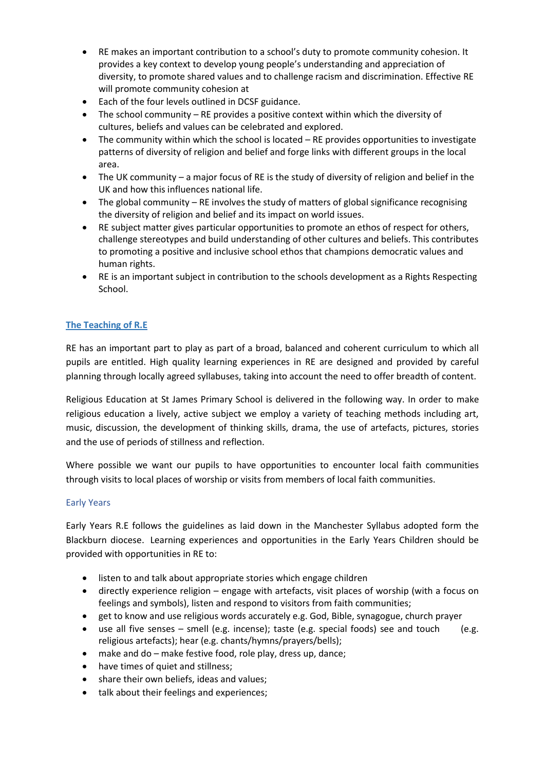- RE makes an important contribution to a school's duty to promote community cohesion. It provides a key context to develop young people's understanding and appreciation of diversity, to promote shared values and to challenge racism and discrimination. Effective RE will promote community cohesion at
- Each of the four levels outlined in DCSF guidance.
- The school community – RE provides a positive context within which the diversity of cultures, beliefs and values can be celebrated and explored.
- The community within which the school is located – RE provides opportunities to investigate patterns of diversity of religion and belief and forge links with different groups in the local area.
- The UK community – a major focus of RE is the study of diversity of religion and belief in the UK and how this influences national life.
- The global community – RE involves the study of matters of global significance recognising the diversity of religion and belief and its impact on world issues.
- RE subject matter gives particular opportunities to promote an ethos of respect for others, challenge stereotypes and build understanding of other cultures and beliefs. This contributes to promoting a positive and inclusive school ethos that champions democratic values and human rights.
- RE is an important subject in contribution to the schools development as a Rights Respecting School.

## The Teaching of R.E

RE has an important part to play as part of a broad, balanced and coherent curriculum to which all pupils are entitled. High quality learning experiences in RE are designed and provided by careful planning through locally agreed syllabuses, taking into account the need to offer breadth of content.

Religious Education at St James Primary School is delivered in the following way. In order to make religious education a lively, active subject we employ a variety of teaching methods including art, music, discussion, the development of thinking skills, drama, the use of artefacts, pictures, stories and the use of periods of stillness and reflection.

Where possible we want our pupils to have opportunities to encounter local faith communities through visits to local places of worship or visits from members of local faith communities.

### Early Years

Early Years R.E follows the guidelines as laid down in the Manchester Syllabus adopted form the Blackburn diocese. Learning experiences and opportunities in the Early Years Children should be provided with opportunities in RE to:

- listen to and talk about appropriate stories which engage children
- directly experience religion – engage with artefacts, visit places of worship (with a focus on feelings and symbols), listen and respond to visitors from faith communities;
- get to know and use religious words accurately e.g. God, Bible, synagogue, church prayer
- use all five senses – smell (e.g. incense); taste (e.g. special foods) see and touch (e.g. religious artefacts); hear (e.g. chants/hymns/prayers/bells);
- make and do – make festive food, role play, dress up, dance;
- have times of quiet and stillness;
- share their own beliefs, ideas and values;
- talk about their feelings and experiences;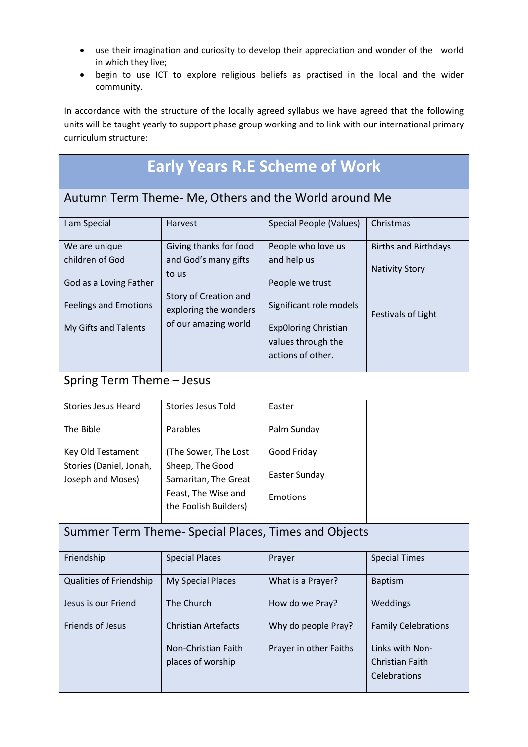- use their imagination and curiosity to develop their appreciation and wonder of the world in which they live;
- begin to use ICT to explore religious beliefs as practised in the local and the wider community.

In accordance with the structure of the locally agreed syllabus we have agreed that the following units will be taught yearly to support phase group working and to link with our international primary curriculum structure:

| Early Years R.E Scheme of Work | | | |
|---|---|---|---|
| **Autumn Term Theme- Me, Others and the World around Me** | | | |
| I am Special | Harvest | Special People (Values) | Christmas |
| We are unique children of God<br><br>God as a Loving Father<br><br>Feelings and Emotions<br><br>My Gifts and Talents | Giving thanks for food and God's many gifts to us<br><br>Story of Creation and exploring the wonders of our amazing world | People who love us and help us<br><br>People we trust<br><br>Significant role models<br><br>Exp0loring Christian values through the actions of other. | Births and Birthdays<br><br>Nativity Story<br><br>Festivals of Light |
| **Spring Term Theme – Jesus** | | | |
| Stories Jesus Heard | Stories Jesus Told | Easter | |
| The Bible<br><br>Key Old Testament Stories (Daniel, Jonah, Joseph and Moses) | Parables<br><br>(The Sower, The Lost Sheep, The Good Samaritan, The Great Feast, The Wise and the Foolish Builders) | Palm Sunday<br><br>Good Friday<br><br>Easter Sunday<br><br>Emotions | |
| **Summer Term Theme- Special Places, Times and Objects** | | | |
| Friendship | Special Places | Prayer | Special Times |
| Qualities of Friendship<br><br>Jesus is our Friend<br><br>Friends of Jesus | My Special Places<br><br>The Church<br><br>Christian Artefacts<br><br>Non-Christian Faith places of worship | What is a Prayer?<br><br>How do we Pray?<br><br>Why do people Pray?<br><br>Prayer in other Faiths | Baptism<br><br>Weddings<br><br>Family Celebrations<br><br>Links with Non-Christian Faith Celebrations |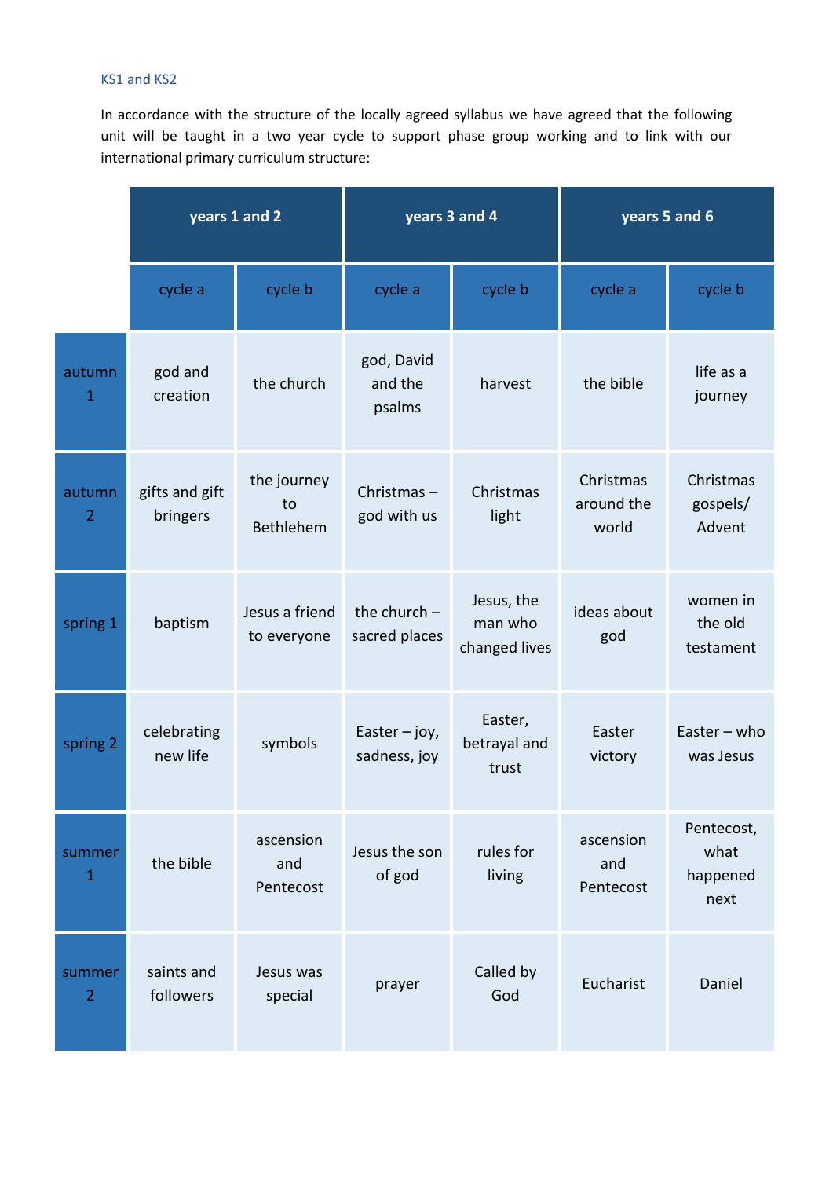### KS1 and KS2

In accordance with the structure of the locally agreed syllabus we have agreed that the following unit will be taught in a two year cycle to support phase group working and to link with our international primary curriculum structure:

| | years 1 and 2 | | years 3 and 4 | | years 5 and 6 | |
|---|---|---|---|---|---|---|
| | cycle a | cycle b | cycle a | cycle b | cycle a | cycle b |
| autumn 1 | god and creation | the church | god, David and the psalms | harvest | the bible | life as a journey |
| autumn 2 | gifts and gift bringers | the journey to Bethlehem | Christmas – god with us | Christmas light | Christmas around the world | Christmas gospels/ Advent |
| spring 1 | baptism | Jesus a friend to everyone | the church – sacred places | Jesus, the man who changed lives | ideas about god | women in the old testament |
| spring 2 | celebrating new life | symbols | Easter – joy, sadness, joy | Easter, betrayal and trust | Easter victory | Easter – who was Jesus |
| summer 1 | the bible | ascension and Pentecost | Jesus the son of god | rules for living | ascension and Pentecost | Pentecost, what happened next |
| summer 2 | saints and followers | Jesus was special | prayer | Called by God | Eucharist | Daniel |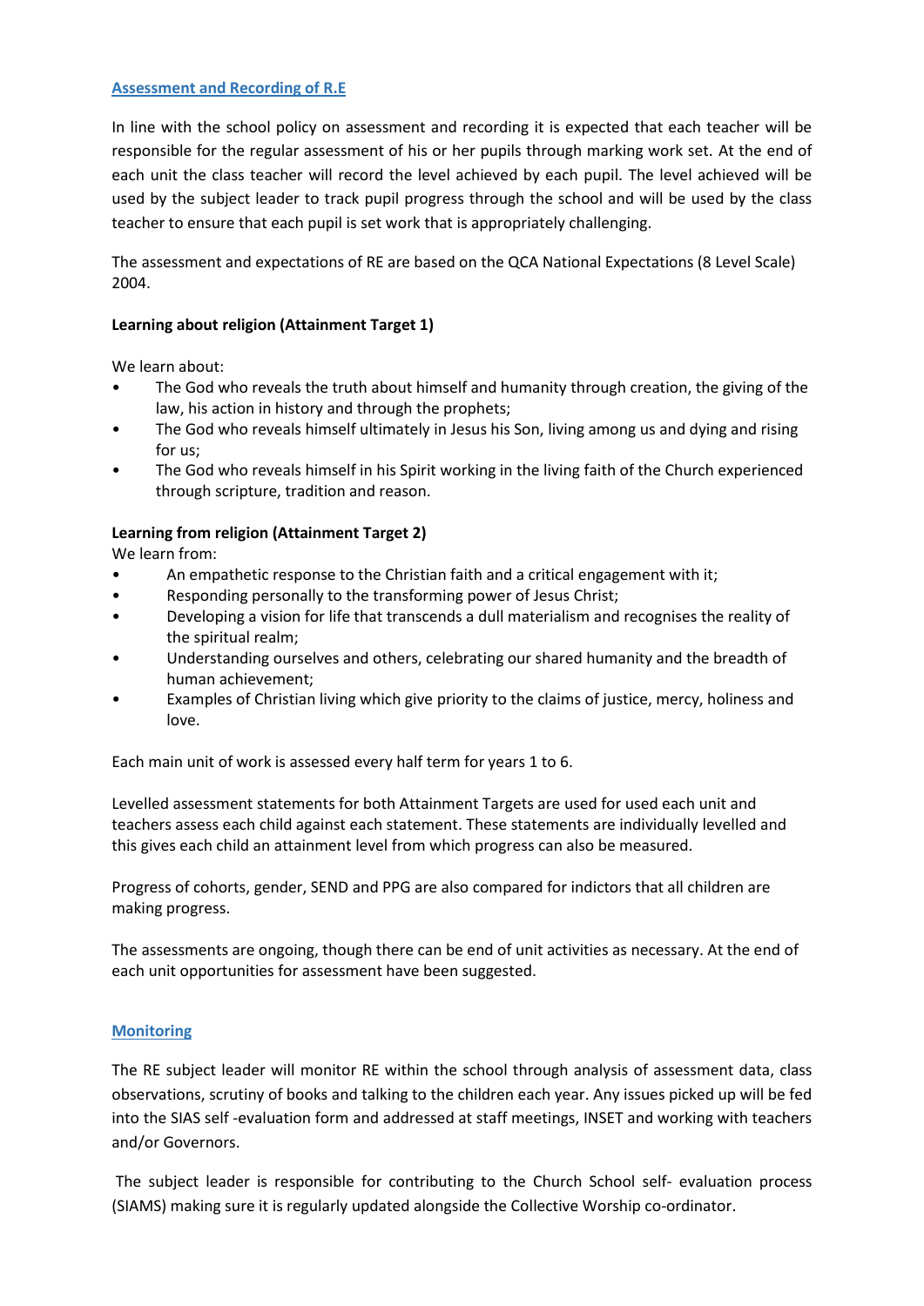## Assessment and Recording of R.E

In line with the school policy on assessment and recording it is expected that each teacher will be responsible for the regular assessment of his or her pupils through marking work set. At the end of each unit the class teacher will record the level achieved by each pupil. The level achieved will be used by the subject leader to track pupil progress through the school and will be used by the class teacher to ensure that each pupil is set work that is appropriately challenging.

The assessment and expectations of RE are based on the QCA National Expectations (8 Level Scale) 2004.

**Learning about religion (Attainment Target 1)**

We learn about:

- The God who reveals the truth about himself and humanity through creation, the giving of the law, his action in history and through the prophets;
- The God who reveals himself ultimately in Jesus his Son, living among us and dying and rising for us;
- The God who reveals himself in his Spirit working in the living faith of the Church experienced through scripture, tradition and reason.

**Learning from religion (Attainment Target 2)**

We learn from:

- An empathetic response to the Christian faith and a critical engagement with it;
- Responding personally to the transforming power of Jesus Christ;
- Developing a vision for life that transcends a dull materialism and recognises the reality of the spiritual realm;
- Understanding ourselves and others, celebrating our shared humanity and the breadth of human achievement;
- Examples of Christian living which give priority to the claims of justice, mercy, holiness and love.

Each main unit of work is assessed every half term for years 1 to 6.

Levelled assessment statements for both Attainment Targets are used for used each unit and teachers assess each child against each statement. These statements are individually levelled and this gives each child an attainment level from which progress can also be measured.

Progress of cohorts, gender, SEND and PPG are also compared for indictors that all children are making progress.

The assessments are ongoing, though there can be end of unit activities as necessary. At the end of each unit opportunities for assessment have been suggested.

## Monitoring

The RE subject leader will monitor RE within the school through analysis of assessment data, class observations, scrutiny of books and talking to the children each year. Any issues picked up will be fed into the SIAS self -evaluation form and addressed at staff meetings, INSET and working with teachers and/or Governors.

The subject leader is responsible for contributing to the Church School self- evaluation process (SIAMS) making sure it is regularly updated alongside the Collective Worship co-ordinator.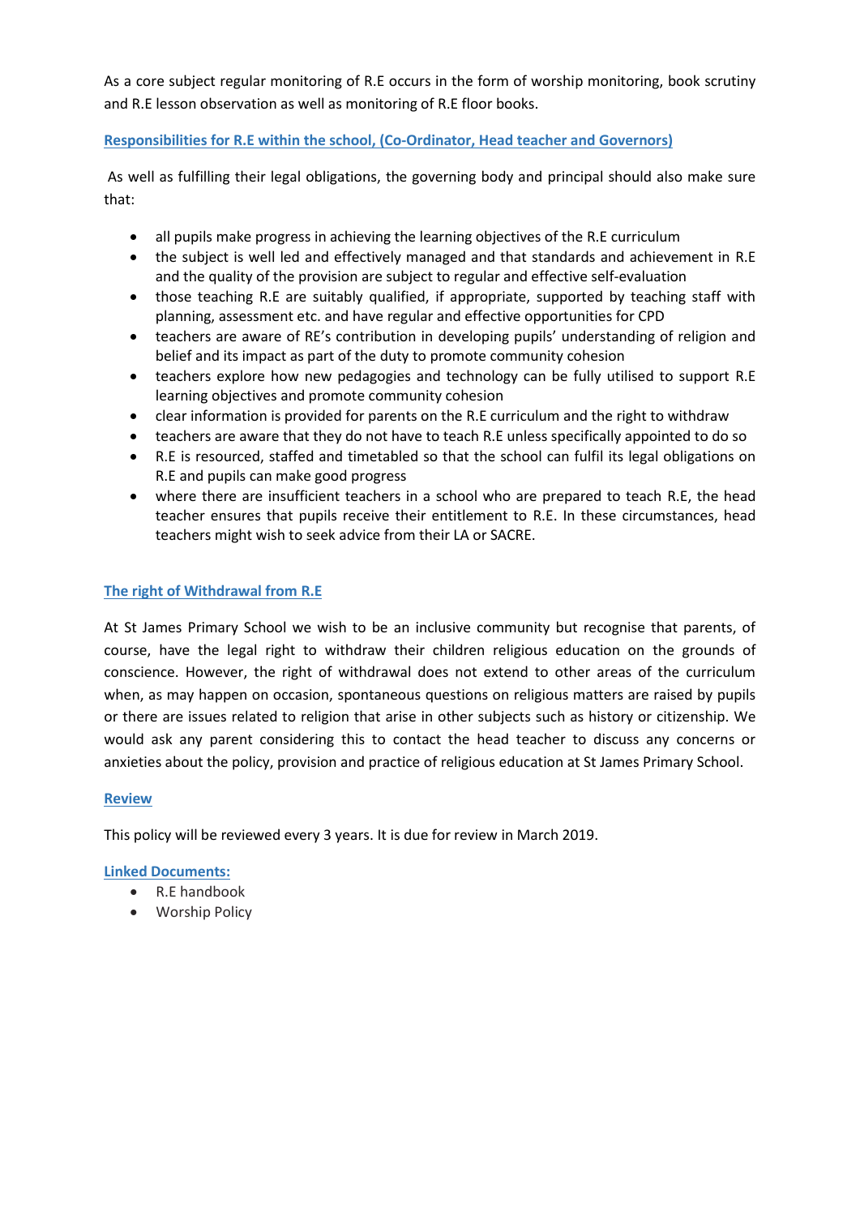As a core subject regular monitoring of R.E occurs in the form of worship monitoring, book scrutiny and R.E lesson observation as well as monitoring of R.E floor books.

## Responsibilities for R.E within the school, (Co-Ordinator, Head teacher and Governors)

As well as fulfilling their legal obligations, the governing body and principal should also make sure that:

- all pupils make progress in achieving the learning objectives of the R.E curriculum
- the subject is well led and effectively managed and that standards and achievement in R.E and the quality of the provision are subject to regular and effective self-evaluation
- those teaching R.E are suitably qualified, if appropriate, supported by teaching staff with planning, assessment etc. and have regular and effective opportunities for CPD
- teachers are aware of RE's contribution in developing pupils' understanding of religion and belief and its impact as part of the duty to promote community cohesion
- teachers explore how new pedagogies and technology can be fully utilised to support R.E learning objectives and promote community cohesion
- clear information is provided for parents on the R.E curriculum and the right to withdraw
- teachers are aware that they do not have to teach R.E unless specifically appointed to do so
- R.E is resourced, staffed and timetabled so that the school can fulfil its legal obligations on R.E and pupils can make good progress
- where there are insufficient teachers in a school who are prepared to teach R.E, the head teacher ensures that pupils receive their entitlement to R.E. In these circumstances, head teachers might wish to seek advice from their LA or SACRE.

## The right of Withdrawal from R.E

At St James Primary School we wish to be an inclusive community but recognise that parents, of course, have the legal right to withdraw their children religious education on the grounds of conscience. However, the right of withdrawal does not extend to other areas of the curriculum when, as may happen on occasion, spontaneous questions on religious matters are raised by pupils or there are issues related to religion that arise in other subjects such as history or citizenship. We would ask any parent considering this to contact the head teacher to discuss any concerns or anxieties about the policy, provision and practice of religious education at St James Primary School.

## Review

This policy will be reviewed every 3 years. It is due for review in March 2019.

## Linked Documents:

- R.E handbook
- Worship Policy